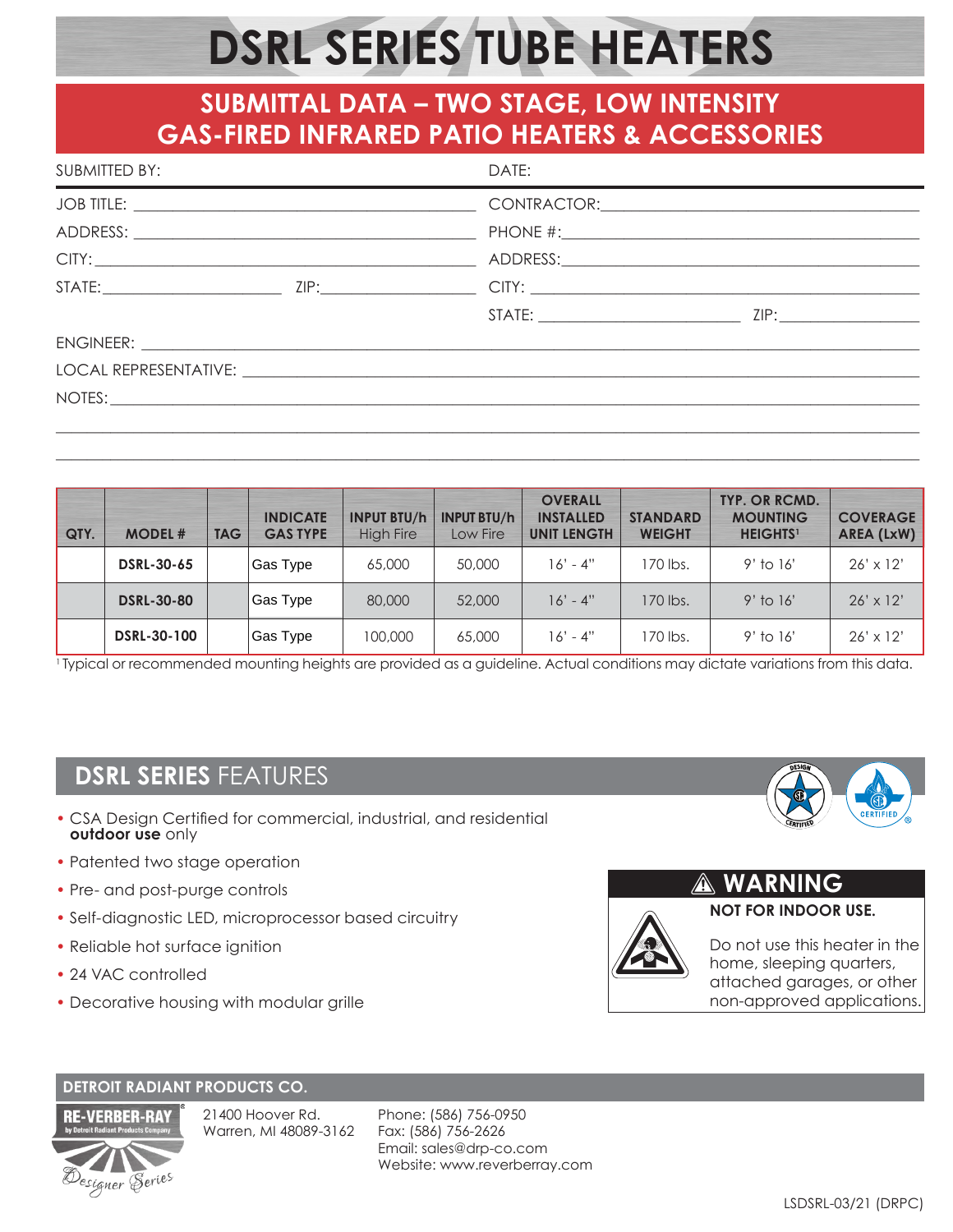# DSRL SERIES TUBE HEATERS

## SUBMITTAL DATA – TWO STAGE, LOW INTENSITY GAS-FIRED INFRARED PATIO HEATERS & ACCESSORIES

SUBMITTED BY: DATE:

JOB TITLE: ______________________ CONTRACTOR: ______________________

ADDRESS: ______________________ PHONE #: ______________________

CITY: ______________________ ADDRESS: ______________________

STATE: __________ ZIP: __________ CITY: ______________________

STATE: __________ ZIP: __________

ENGINEER: ______________________

LOCAL REPRESENTATIVE: ______________________

NOTES: ______________________

| QTY. | MODEL # | TAG | INDICATE GAS TYPE | INPUT BTU/h High Fire | INPUT BTU/h Low Fire | OVERALL INSTALLED UNIT LENGTH | STANDARD WEIGHT | TYP. OR RCMD. MOUNTING HEIGHTS[1] | COVERAGE AREA (LxW) |
|---|---|---|---|---|---|---|---|---|---|
| | **DSRL-30-65** | | Gas Type | 65,000 | 50,000 | 16' - 4" | 170 lbs. | 9' to 16' | 26' x 12' |
| | **DSRL-30-80** | | Gas Type | 80,000 | 52,000 | 16' - 4" | 170 lbs. | 9' to 16' | 26' x 12' |
| | **DSRL-30-100** | | Gas Type | 100,000 | 65,000 | 16' - 4" | 170 lbs. | 9' to 16' | 26' x 12' |

[1] Typical or recommended mounting heights are provided as a guideline. Actual conditions may dictate variations from this data.

## DSRL SERIES FEATURES

- CSA Design Certified for commercial, industrial, and residential **outdoor use** only
- Patented two stage operation
- Pre- and post-purge controls
- Self-diagnostic LED, microprocessor based circuitry
- Reliable hot surface ignition
- 24 VAC controlled
- Decorative housing with modular grille

**⚠ WARNING**

**NOT FOR INDOOR USE.**

Do not use this heater in the home, sleeping quarters, attached garages, or other non-approved applications.

**DETROIT RADIANT PRODUCTS CO.**

21400 Hoover Rd.
Warren, MI 48089-3162

Phone: (586) 756-0950
Fax: (586) 756-2626
Email: sales@drp-co.com
Website: www.reverberray.com

LSDSRL-03/21 (DRPC)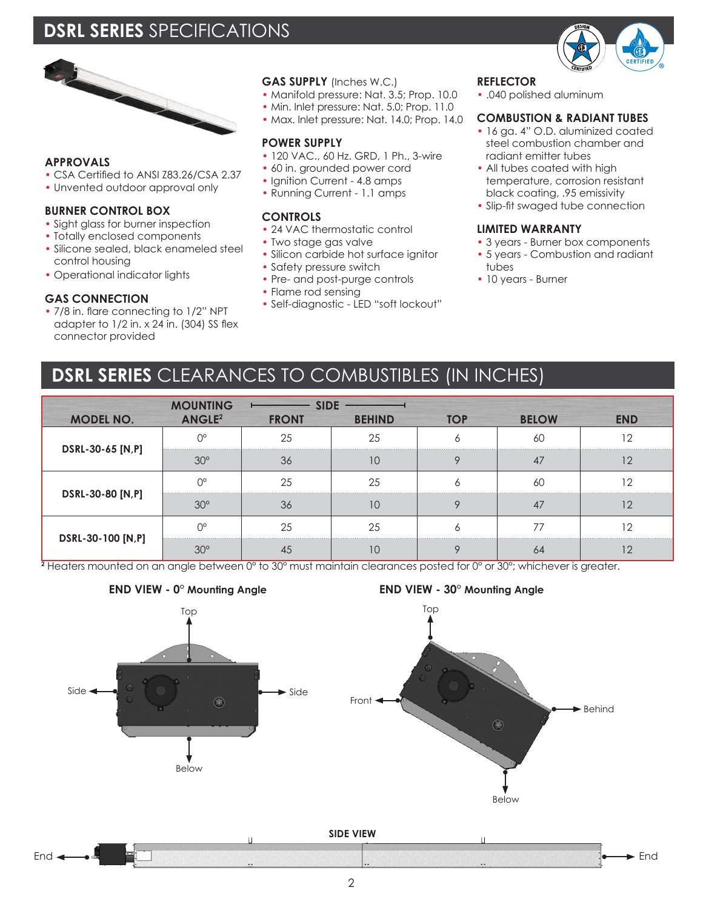# DSRL SERIES SPECIFICATIONS

### APPROVALS
- CSA Certified to ANSI Z83.26/CSA 2.37
- Unvented outdoor approval only

### BURNER CONTROL BOX
- Sight glass for burner inspection
- Totally enclosed components
- Silicone sealed, black enameled steel control housing
- Operational indicator lights

### GAS CONNECTION
- 7/8 in. flare connecting to 1/2" NPT adapter to 1/2 in. x 24 in. (304) SS flex connector provided

### GAS SUPPLY (Inches W.C.)
- Manifold pressure: Nat. 3.5; Prop. 10.0
- Min. Inlet pressure: Nat. 5.0; Prop. 11.0
- Max. Inlet pressure: Nat. 14.0; Prop. 14.0

### POWER SUPPLY
- 120 VAC., 60 Hz. GRD, 1 Ph., 3-wire
- 60 in. grounded power cord
- Ignition Current - 4.8 amps
- Running Current - 1.1 amps

### CONTROLS
- 24 VAC thermostatic control
- Two stage gas valve
- Silicon carbide hot surface ignitor
- Safety pressure switch
- Pre- and post-purge controls
- Flame rod sensing
- Self-diagnostic - LED "soft lockout"

### REFLECTOR
- .040 polished aluminum

### COMBUSTION & RADIANT TUBES
- 16 ga. 4" O.D. aluminized coated steel combustion chamber and radiant emitter tubes
- All tubes coated with high temperature, corrosion resistant black coating, .95 emissivity
- Slip-fit swaged tube connection

### LIMITED WARRANTY
- 3 years - Burner box components
- 5 years - Combustion and radiant tubes
- 10 years - Burner

# DSRL SERIES CLEARANCES TO COMBUSTIBLES (IN INCHES)

| MODEL NO. | MOUNTING ANGLE[2] | SIDE FRONT | SIDE BEHIND | TOP | BELOW | END |
|---|---|---|---|---|---|---|
| DSRL-30-65 [N,P] | 0° | 25 | 25 | 6 | 60 | 12 |
| | 30° | 36 | 10 | 9 | 47 | 12 |
| DSRL-30-80 [N,P] | 0° | 25 | 25 | 6 | 60 | 12 |
| | 30° | 36 | 10 | 9 | 47 | 12 |
| DSRL-30-100 [N,P] | 0° | 25 | 25 | 6 | 77 | 12 |
| | 30° | 45 | 10 | 9 | 64 | 12 |

[2] Heaters mounted on an angle between 0° to 30° must maintain clearances posted for 0° or 30°; whichever is greater.

**END VIEW - 0° Mounting Angle**

Top, Side, Side, Below

**END VIEW - 30° Mounting Angle**

Top, Front, Behind, Below

**SIDE VIEW**

End, End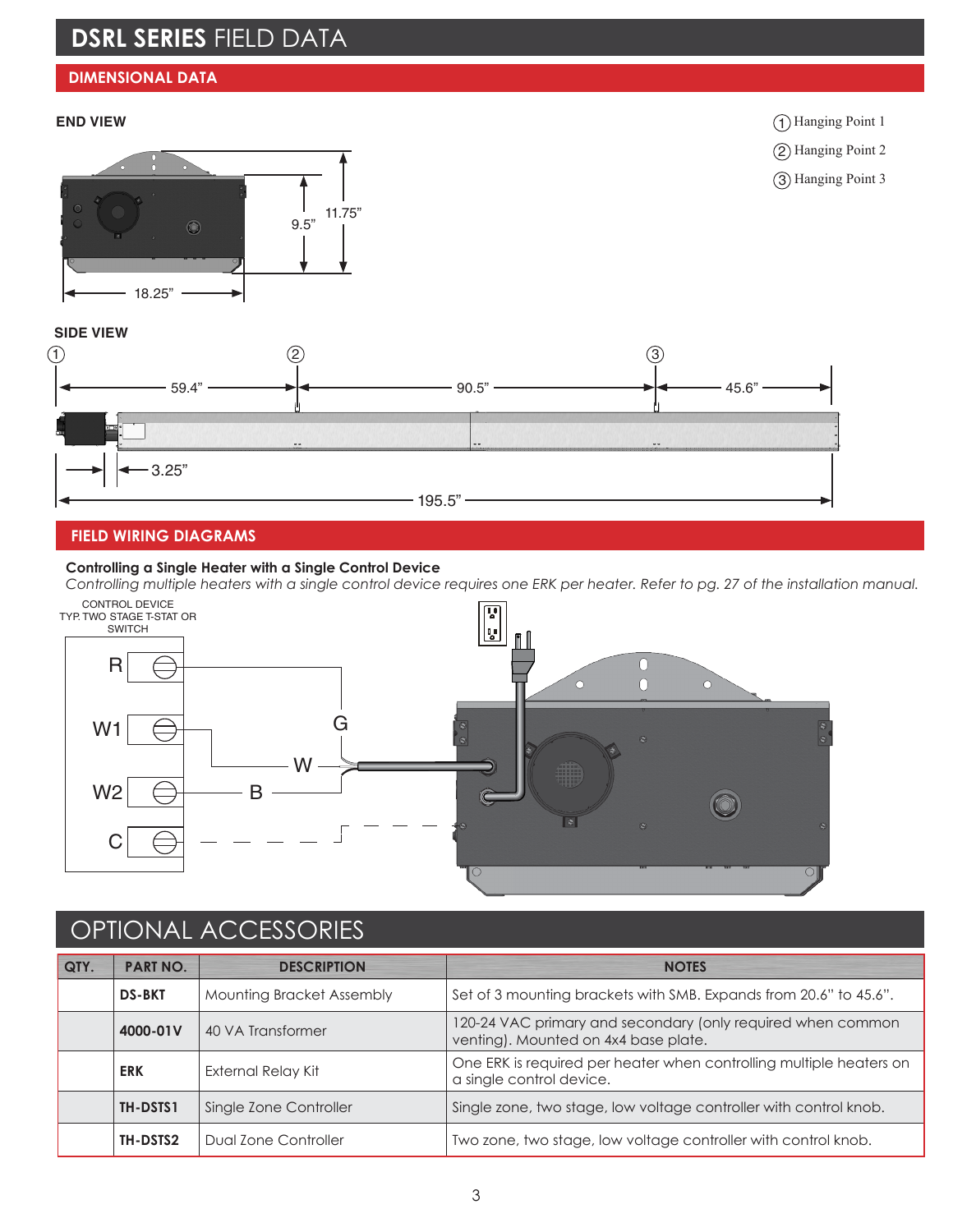# DSRL SERIES FIELD DATA

## DIMENSIONAL DATA

**END VIEW**

(1) Hanging Point 1

(2) Hanging Point 2

(3) Hanging Point 3

18.25”

9.5”

11.75”

**SIDE VIEW**

59.4”

90.5”

45.6”

3.25”

195.5”

## FIELD WIRING DIAGRAMS

**Controlling a Single Heater with a Single Control Device**

*Controlling multiple heaters with a single control device requires one ERK per heater. Refer to pg. 27 of the installation manual.*

CONTROL DEVICE
TYP. TWO STAGE T-STAT OR SWITCH

R
W1
W2
C

G
W
B

# OPTIONAL ACCESSORIES

| QTY. | PART NO. | DESCRIPTION | NOTES |
|---|---|---|---|
| | **DS-BKT** | Mounting Bracket Assembly | Set of 3 mounting brackets with SMB. Expands from 20.6” to 45.6”. |
| | **4000-01V** | 40 VA Transformer | 120-24 VAC primary and secondary (only required when common venting). Mounted on 4x4 base plate. |
| | **ERK** | External Relay Kit | One ERK is required per heater when controlling multiple heaters on a single control device. |
| | **TH-DSTS1** | Single Zone Controller | Single zone, two stage, low voltage controller with control knob. |
| | **TH-DSTS2** | Dual Zone Controller | Two zone, two stage, low voltage controller with control knob. |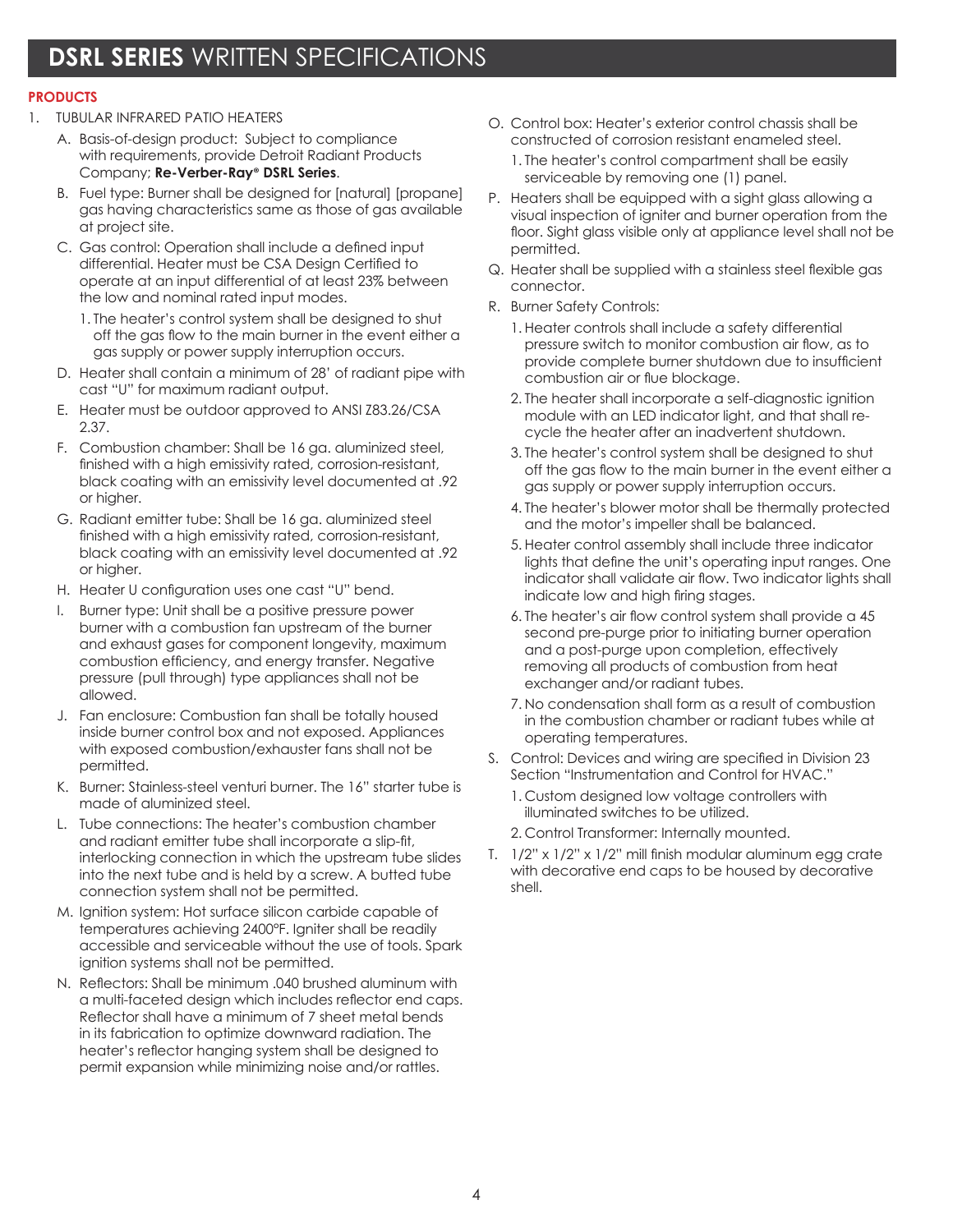# **DSRL SERIES** WRITTEN SPECIFICATIONS

## PRODUCTS

1. TUBULAR INFRARED PATIO HEATERS
   - A. Basis-of-design product: Subject to compliance with requirements, provide Detroit Radiant Products Company; **Re-Verber-Ray® DSRL Series**.
   - B. Fuel type: Burner shall be designed for [natural] [propane] gas having characteristics same as those of gas available at project site.
   - C. Gas control: Operation shall include a defined input differential. Heater must be CSA Design Certified to operate at an input differential of at least 23% between the low and nominal rated input modes.
     1. The heater's control system shall be designed to shut off the gas flow to the main burner in the event either a gas supply or power supply interruption occurs.
   - D. Heater shall contain a minimum of 28' of radiant pipe with cast "U" for maximum radiant output.
   - E. Heater must be outdoor approved to ANSI Z83.26/CSA 2.37.
   - F. Combustion chamber: Shall be 16 ga. aluminized steel, finished with a high emissivity rated, corrosion-resistant, black coating with an emissivity level documented at .92 or higher.
   - G. Radiant emitter tube: Shall be 16 ga. aluminized steel finished with a high emissivity rated, corrosion-resistant, black coating with an emissivity level documented at .92 or higher.
   - H. Heater U configuration uses one cast "U" bend.
   - I. Burner type: Unit shall be a positive pressure power burner with a combustion fan upstream of the burner and exhaust gases for component longevity, maximum combustion efficiency, and energy transfer. Negative pressure (pull through) type appliances shall not be allowed.
   - J. Fan enclosure: Combustion fan shall be totally housed inside burner control box and not exposed. Appliances with exposed combustion/exhauster fans shall not be permitted.
   - K. Burner: Stainless-steel venturi burner. The 16" starter tube is made of aluminized steel.
   - L. Tube connections: The heater's combustion chamber and radiant emitter tube shall incorporate a slip-fit, interlocking connection in which the upstream tube slides into the next tube and is held by a screw. A butted tube connection system shall not be permitted.
   - M. Ignition system: Hot surface silicon carbide capable of temperatures achieving 2400°F. Igniter shall be readily accessible and serviceable without the use of tools. Spark ignition systems shall not be permitted.
   - N. Reflectors: Shall be minimum .040 brushed aluminum with a multi-faceted design which includes reflector end caps. Reflector shall have a minimum of 7 sheet metal bends in its fabrication to optimize downward radiation. The heater's reflector hanging system shall be designed to permit expansion while minimizing noise and/or rattles.
   - O. Control box: Heater's exterior control chassis shall be constructed of corrosion resistant enameled steel.
     1. The heater's control compartment shall be easily serviceable by removing one (1) panel.
   - P. Heaters shall be equipped with a sight glass allowing a visual inspection of igniter and burner operation from the floor. Sight glass visible only at appliance level shall not be permitted.
   - Q. Heater shall be supplied with a stainless steel flexible gas connector.
   - R. Burner Safety Controls:
     1. Heater controls shall include a safety differential pressure switch to monitor combustion air flow, as to provide complete burner shutdown due to insufficient combustion air or flue blockage.
     2. The heater shall incorporate a self-diagnostic ignition module with an LED indicator light, and that shall re-cycle the heater after an inadvertent shutdown.
     3. The heater's control system shall be designed to shut off the gas flow to the main burner in the event either a gas supply or power supply interruption occurs.
     4. The heater's blower motor shall be thermally protected and the motor's impeller shall be balanced.
     5. Heater control assembly shall include three indicator lights that define the unit's operating input ranges. One indicator shall validate air flow. Two indicator lights shall indicate low and high firing stages.
     6. The heater's air flow control system shall provide a 45 second pre-purge prior to initiating burner operation and a post-purge upon completion, effectively removing all products of combustion from heat exchanger and/or radiant tubes.
     7. No condensation shall form as a result of combustion in the combustion chamber or radiant tubes while at operating temperatures.
   - S. Control: Devices and wiring are specified in Division 23 Section "Instrumentation and Control for HVAC."
     1. Custom designed low voltage controllers with illuminated switches to be utilized.
     2. Control Transformer: Internally mounted.
   - T. 1/2" x 1/2" x 1/2" mill finish modular aluminum egg crate with decorative end caps to be housed by decorative shell.